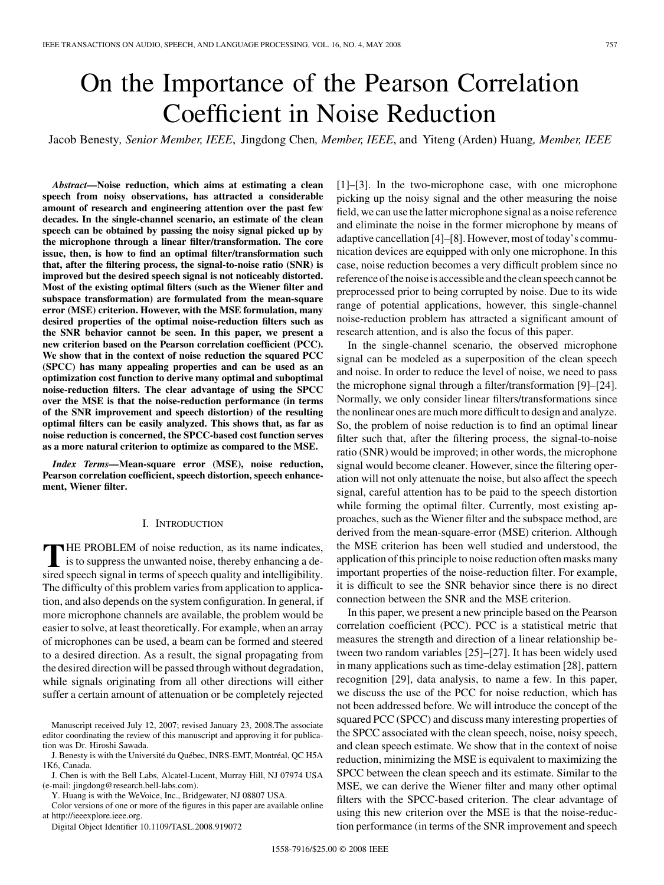# On the Importance of the Pearson Correlation Coefficient in Noise Reduction

Jacob Benesty, *Senior Member, IEEE*, Jingdong Chen, *Member, IEEE*, and Yiteng (Arden) Huang, *Member, IEEE*

***Abstract*—Noise reduction, which aims at estimating a clean speech from noisy observations, has attracted a considerable amount of research and engineering attention over the past few decades. In the single-channel scenario, an estimate of the clean speech can be obtained by passing the noisy signal picked up by the microphone through a linear filter/transformation. The core issue, then, is how to find an optimal filter/transformation such that, after the filtering process, the signal-to-noise ratio (SNR) is improved but the desired speech signal is not noticeably distorted. Most of the existing optimal filters (such as the Wiener filter and subspace transformation) are formulated from the mean-square error (MSE) criterion. However, with the MSE formulation, many desired properties of the optimal noise-reduction filters such as the SNR behavior cannot be seen. In this paper, we present a new criterion based on the Pearson correlation coefficient (PCC). We show that in the context of noise reduction the squared PCC (SPCC) has many appealing properties and can be used as an optimization cost function to derive many optimal and suboptimal noise-reduction filters. The clear advantage of using the SPCC over the MSE is that the noise-reduction performance (in terms of the SNR improvement and speech distortion) of the resulting optimal filters can be easily analyzed. This shows that, as far as noise reduction is concerned, the SPCC-based cost function serves as a more natural criterion to optimize as compared to the MSE.**

***Index Terms*—Mean-square error (MSE), noise reduction, Pearson correlation coefficient, speech distortion, speech enhancement, Wiener filter.**

## I. Introduction

The problem of noise reduction, as its name indicates, is to suppress the unwanted noise, thereby enhancing a desired speech signal in terms of speech quality and intelligibility. The difficulty of this problem varies from application to application, and also depends on the system configuration. In general, if more microphone channels are available, the problem would be easier to solve, at least theoretically. For example, when an array of microphones can be used, a beam can be formed and steered to a desired direction. As a result, the signal propagating from the desired direction will be passed through without degradation, while signals originating from all other directions will either suffer a certain amount of attenuation or be completely rejected [1]–[3]. In the two-microphone case, with one microphone picking up the noisy signal and the other measuring the noise field, we can use the latter microphone signal as a noise reference and eliminate the noise in the former microphone by means of adaptive cancellation [4]–[8]. However, most of today's communication devices are equipped with only one microphone. In this case, noise reduction becomes a very difficult problem since no reference of the noise is accessible and the clean speech cannot be preprocessed prior to being corrupted by noise. Due to its wide range of potential applications, however, this single-channel noise-reduction problem has attracted a significant amount of research attention, and is also the focus of this paper.

In the single-channel scenario, the observed microphone signal can be modeled as a superposition of the clean speech and noise. In order to reduce the level of noise, we need to pass the microphone signal through a filter/transformation [9]–[24]. Normally, we only consider linear filters/transformations since the nonlinear ones are much more difficult to design and analyze. So, the problem of noise reduction is to find an optimal linear filter such that, after the filtering process, the signal-to-noise ratio (SNR) would be improved; in other words, the microphone signal would become cleaner. However, since the filtering operation will not only attenuate the noise, but also affect the speech signal, careful attention has to be paid to the speech distortion while forming the optimal filter. Currently, most existing approaches, such as the Wiener filter and the subspace method, are derived from the mean-square-error (MSE) criterion. Although the MSE criterion has been well studied and understood, the application of this principle to noise reduction often masks many important properties of the noise-reduction filter. For example, it is difficult to see the SNR behavior since there is no direct connection between the SNR and the MSE criterion.

In this paper, we present a new principle based on the Pearson correlation coefficient (PCC). PCC is a statistical metric that measures the strength and direction of a linear relationship between two random variables [25]–[27]. It has been widely used in many applications such as time-delay estimation [28], pattern recognition [29], data analysis, to name a few. In this paper, we discuss the use of the PCC for noise reduction, which has not been addressed before. We will introduce the concept of the squared PCC (SPCC) and discuss many interesting properties of the SPCC associated with the clean speech, noise, noisy speech, and clean speech estimate. We show that in the context of noise reduction, minimizing the MSE is equivalent to maximizing the SPCC between the clean speech and its estimate. Similar to the MSE, we can derive the Wiener filter and many other optimal filters with the SPCC-based criterion. The clear advantage of using this new criterion over the MSE is that the noise-reduction performance (in terms of the SNR improvement and speech

---

Manuscript received July 12, 2007; revised January 23, 2008. The associate editor coordinating the review of this manuscript and approving it for publication was Dr. Hiroshi Sawada.

J. Benesty is with the Université du Québec, INRS-EMT, Montréal, QC H5A 1K6, Canada.

J. Chen is with the Bell Labs, Alcatel-Lucent, Murray Hill, NJ 07974 USA (e-mail: jingdong@research.bell-labs.com).

Y. Huang is with the WeVoice, Inc., Bridgewater, NJ 08807 USA.

Color versions of one or more of the figures in this paper are available online at http://ieeexplore.ieee.org.

Digital Object Identifier 10.1109/TASL.2008.919072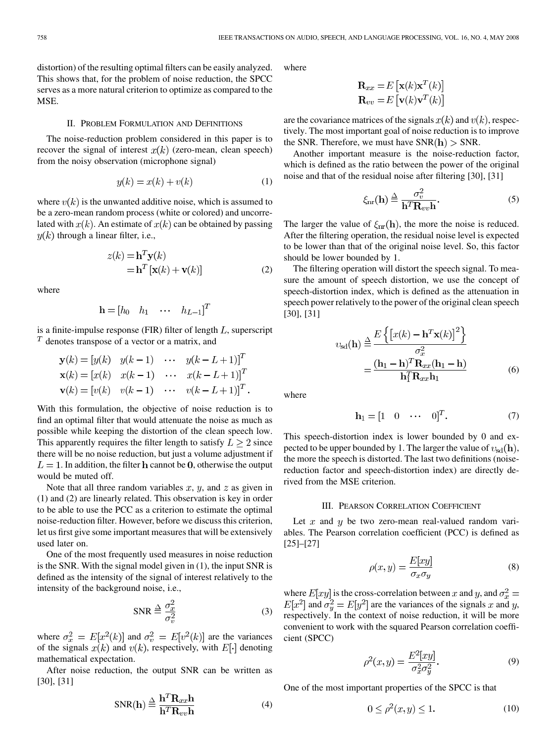distortion) of the resulting optimal filters can be easily analyzed. This shows that, for the problem of noise reduction, the SPCC serves as a more natural criterion to optimize as compared to the MSE.

## II. Problem Formulation and Definitions

The noise-reduction problem considered in this paper is to recover the signal of interest $x(k)$ (zero-mean, clean speech) from the noisy observation (microphone signal)

$$y(k) = x(k) + v(k) \tag{1}$$

where $v(k)$ is the unwanted additive noise, which is assumed to be a zero-mean random process (white or colored) and uncorrelated with $x(k)$. An estimate of $x(k)$ can be obtained by passing $y(k)$ through a linear filter, i.e.,

$$\begin{aligned} z(k) &= \mathbf{h}^T \mathbf{y}(k) \\ &= \mathbf{h}^T [\mathbf{x}(k) + \mathbf{v}(k)] \end{aligned} \tag{2}$$

where

$$\mathbf{h} = [h_0 \quad h_1 \quad \cdots \quad h_{L-1}]^T$$

is a finite-impulse response (FIR) filter of length $L$, superscript $^T$ denotes transpose of a vector or a matrix, and

$$\begin{aligned} \mathbf{y}(k) &= [y(k) \quad y(k-1) \quad \cdots \quad y(k-L+1)]^T \\ \mathbf{x}(k) &= [x(k) \quad x(k-1) \quad \cdots \quad x(k-L+1)]^T \\ \mathbf{v}(k) &= [v(k) \quad v(k-1) \quad \cdots \quad v(k-L+1)]^T. \end{aligned}$$

With this formulation, the objective of noise reduction is to find an optimal filter that would attenuate the noise as much as possible while keeping the distortion of the clean speech low. This apparently requires the filter length to satisfy $L \geq 2$ since there will be no noise reduction, but just a volume adjustment if $L = 1$. In addition, the filter $\mathbf{h}$ cannot be $\mathbf{0}$, otherwise the output would be muted off.

Note that all three random variables $x$, $y$, and $z$ as given in (1) and (2) are linearly related. This observation is key in order to be able to use the PCC as a criterion to estimate the optimal noise-reduction filter. However, before we discuss this criterion, let us first give some important measures that will be extensively used later on.

One of the most frequently used measures in noise reduction is the SNR. With the signal model given in (1), the input SNR is defined as the intensity of the signal of interest relatively to the intensity of the background noise, i.e.,

$$\text{SNR} \triangleq \frac{\sigma_x^2}{\sigma_v^2} \tag{3}$$

where $\sigma_x^2 = E[x^2(k)]$ and $\sigma_v^2 = E[v^2(k)]$ are the variances of the signals $x(k)$ and $v(k)$, respectively, with $E[\cdot]$ denoting mathematical expectation.

After noise reduction, the output SNR can be written as [30], [31]

$$\text{SNR}(\mathbf{h}) \triangleq \frac{\mathbf{h}^T \mathbf{R}_{xx} \mathbf{h}}{\mathbf{h}^T \mathbf{R}_{vv} \mathbf{h}} \tag{4}$$

where

$$\begin{aligned} \mathbf{R}_{xx} &= E\left[\mathbf{x}(k)\mathbf{x}^T(k)\right] \\ \mathbf{R}_{vv} &= E\left[\mathbf{v}(k)\mathbf{v}^T(k)\right] \end{aligned}$$

are the covariance matrices of the signals $x(k)$ and $v(k)$, respectively. The most important goal of noise reduction is to improve the SNR. Therefore, we must have $\text{SNR}(\mathbf{h}) > \text{SNR}$.

Another important measure is the noise-reduction factor, which is defined as the ratio between the power of the original noise and that of the residual noise after filtering [30], [31]

$$\xi_{\text{nr}}(\mathbf{h}) \triangleq \frac{\sigma_v^2}{\mathbf{h}^T \mathbf{R}_{vv} \mathbf{h}}. \tag{5}$$

The larger the value of $\xi_{\text{nr}}(\mathbf{h})$, the more the noise is reduced. After the filtering operation, the residual noise level is expected to be lower than that of the original noise level. So, this factor should be lower bounded by 1.

The filtering operation will distort the speech signal. To measure the amount of speech distortion, we use the concept of speech-distortion index, which is defined as the attenuation in speech power relatively to the power of the original clean speech [30], [31]

$$\begin{aligned} \upsilon_{\text{sd}}(\mathbf{h}) &\triangleq \frac{E\left\{\left[x(k) - \mathbf{h}^T \mathbf{x}(k)\right]^2\right\}}{\sigma_x^2} \\ &= \frac{(\mathbf{h}_1 - \mathbf{h})^T \mathbf{R}_{xx} (\mathbf{h}_1 - \mathbf{h})}{\mathbf{h}_1^T \mathbf{R}_{xx} \mathbf{h}_1} \end{aligned} \tag{6}$$

where

$$\mathbf{h}_1 = [1 \quad 0 \quad \cdots \quad 0]^T. \tag{7}$$

This speech-distortion index is lower bounded by 0 and expected to be upper bounded by 1. The larger the value of $\upsilon_{\text{sd}}(\mathbf{h})$, the more the speech is distorted. The last two definitions (noise-reduction factor and speech-distortion index) are directly derived from the MSE criterion.

## III. Pearson Correlation Coefficient

Let $x$ and $y$ be two zero-mean real-valued random variables. The Pearson correlation coefficient (PCC) is defined as [25]–[27]

$$\rho(x, y) = \frac{E[xy]}{\sigma_x \sigma_y} \tag{8}$$

where $E[xy]$ is the cross-correlation between $x$ and $y$, and $\sigma_x^2 = E[x^2]$ and $\sigma_y^2 = E[y^2]$ are the variances of the signals $x$ and $y$, respectively. In the context of noise reduction, it will be more convenient to work with the squared Pearson correlation coefficient (SPCC)

$$\rho^2(x, y) = \frac{E^2[xy]}{\sigma_x^2 \sigma_y^2}. \tag{9}$$

One of the most important properties of the SPCC is that

$$0 \leq \rho^2(x, y) \leq 1. \tag{10}$$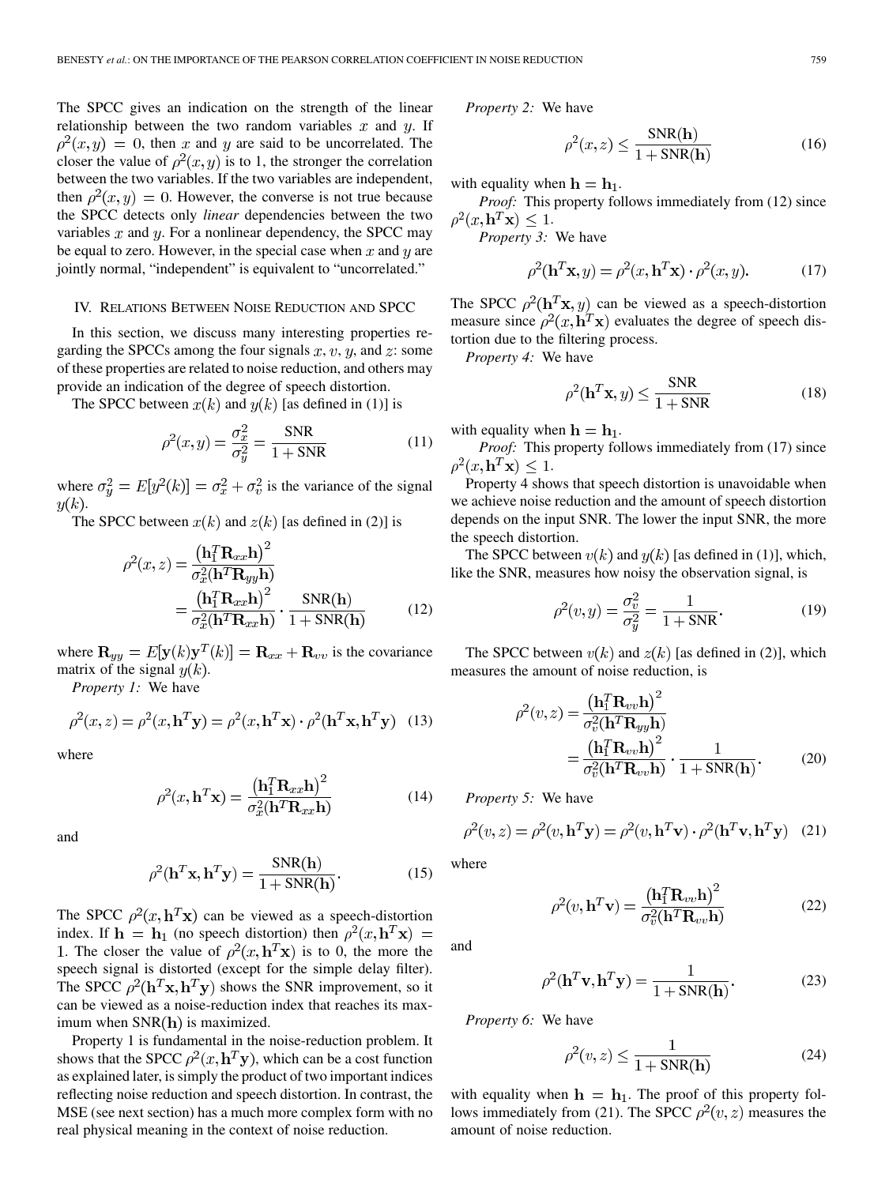The SPCC gives an indication on the strength of the linear relationship between the two random variables $x$ and $y$. If $\rho^2(x,y) = 0$, then $x$ and $y$ are said to be uncorrelated. The closer the value of $\rho^2(x,y)$ is to 1, the stronger the correlation between the two variables. If the two variables are independent, then $\rho^2(x,y) = 0$. However, the converse is not true because the SPCC detects only *linear* dependencies between the two variables $x$ and $y$. For a nonlinear dependency, the SPCC may be equal to zero. However, in the special case when $x$ and $y$ are jointly normal, "independent" is equivalent to "uncorrelated."

## IV. Relations Between Noise Reduction and SPCC

In this section, we discuss many interesting properties regarding the SPCCs among the four signals $x$, $v$, $y$, and $z$: some of these properties are related to noise reduction, and others may provide an indication of the degree of speech distortion.

The SPCC between $x(k)$ and $y(k)$ [as defined in (1)] is

$$\rho^2(x,y) = \frac{\sigma_x^2}{\sigma_y^2} = \frac{\text{SNR}}{1+\text{SNR}} \tag{11}$$

where $\sigma_y^2 = E[y^2(k)] = \sigma_x^2 + \sigma_v^2$ is the variance of the signal $y(k)$.

The SPCC between $x(k)$ and $z(k)$ [as defined in (2)] is

$$\begin{aligned}\rho^2(x,z) &= \frac{\left(\mathbf{h}_1^T\mathbf{R}_{xx}\mathbf{h}\right)^2}{\sigma_x^2(\mathbf{h}^T\mathbf{R}_{yy}\mathbf{h})} \\ &= \frac{\left(\mathbf{h}_1^T\mathbf{R}_{xx}\mathbf{h}\right)^2}{\sigma_x^2(\mathbf{h}^T\mathbf{R}_{xx}\mathbf{h})}\cdot\frac{\text{SNR}(\mathbf{h})}{1+\text{SNR}(\mathbf{h})}\end{aligned} \tag{12}$$

where $\mathbf{R}_{yy} = E[\mathbf{y}(k)\mathbf{y}^T(k)] = \mathbf{R}_{xx} + \mathbf{R}_{vv}$ is the covariance matrix of the signal $y(k)$.

*Property 1:* We have

$$\rho^2(x,z) = \rho^2(x,\mathbf{h}^T\mathbf{y}) = \rho^2(x,\mathbf{h}^T\mathbf{x})\cdot\rho^2(\mathbf{h}^T\mathbf{x},\mathbf{h}^T\mathbf{y}) \tag{13}$$

where

$$\rho^2(x,\mathbf{h}^T\mathbf{x}) = \frac{\left(\mathbf{h}_1^T\mathbf{R}_{xx}\mathbf{h}\right)^2}{\sigma_x^2(\mathbf{h}^T\mathbf{R}_{xx}\mathbf{h})} \tag{14}$$

and

$$\rho^2(\mathbf{h}^T\mathbf{x},\mathbf{h}^T\mathbf{y}) = \frac{\text{SNR}(\mathbf{h})}{1+\text{SNR}(\mathbf{h})}. \tag{15}$$

The SPCC $\rho^2(x,\mathbf{h}^T\mathbf{x})$ can be viewed as a speech-distortion index. If $\mathbf{h} = \mathbf{h}_1$ (no speech distortion) then $\rho^2(x,\mathbf{h}^T\mathbf{x}) = 1$. The closer the value of $\rho^2(x,\mathbf{h}^T\mathbf{x})$ is to 0, the more the speech signal is distorted (except for the simple delay filter). The SPCC $\rho^2(\mathbf{h}^T\mathbf{x},\mathbf{h}^T\mathbf{y})$ shows the SNR improvement, so it can be viewed as a noise-reduction index that reaches its maximum when $\text{SNR}(\mathbf{h})$ is maximized.

Property 1 is fundamental in the noise-reduction problem. It shows that the SPCC $\rho^2(x,\mathbf{h}^T\mathbf{y})$, which can be a cost function as explained later, is simply the product of two important indices reflecting noise reduction and speech distortion. In contrast, the MSE (see next section) has a much more complex form with no real physical meaning in the context of noise reduction.

*Property 2:* We have

$$\rho^2(x,z) \leq \frac{\text{SNR}(\mathbf{h})}{1+\text{SNR}(\mathbf{h})} \tag{16}$$

with equality when $\mathbf{h} = \mathbf{h}_1$.

*Proof:* This property follows immediately from (12) since $\rho^2(x,\mathbf{h}^T\mathbf{x}) \leq 1$.

*Property 3:* We have

$$\rho^2(\mathbf{h}^T\mathbf{x},y) = \rho^2(x,\mathbf{h}^T\mathbf{x})\cdot\rho^2(x,y). \tag{17}$$

The SPCC $\rho^2(\mathbf{h}^T\mathbf{x},y)$ can be viewed as a speech-distortion measure since $\rho^2(x,\mathbf{h}^T\mathbf{x})$ evaluates the degree of speech distortion due to the filtering process.

*Property 4:* We have

$$\rho^2(\mathbf{h}^T\mathbf{x},y) \leq \frac{\text{SNR}}{1+\text{SNR}} \tag{18}$$

with equality when $\mathbf{h} = \mathbf{h}_1$.

*Proof:* This property follows immediately from (17) since $\rho^2(x,\mathbf{h}^T\mathbf{x}) \leq 1$.

Property 4 shows that speech distortion is unavoidable when we achieve noise reduction and the amount of speech distortion depends on the input SNR. The lower the input SNR, the more the speech distortion.

The SPCC between $v(k)$ and $y(k)$ [as defined in (1)], which, like the SNR, measures how noisy the observation signal, is

$$\rho^2(v,y) = \frac{\sigma_v^2}{\sigma_y^2} = \frac{1}{1+\text{SNR}}. \tag{19}$$

The SPCC between $v(k)$ and $z(k)$ [as defined in (2)], which measures the amount of noise reduction, is

$$\begin{aligned}\rho^2(v,z) &= \frac{\left(\mathbf{h}_1^T\mathbf{R}_{vv}\mathbf{h}\right)^2}{\sigma_v^2(\mathbf{h}^T\mathbf{R}_{yy}\mathbf{h})} \\ &= \frac{\left(\mathbf{h}_1^T\mathbf{R}_{vv}\mathbf{h}\right)^2}{\sigma_v^2(\mathbf{h}^T\mathbf{R}_{vv}\mathbf{h})}\cdot\frac{1}{1+\text{SNR}(\mathbf{h})}.\end{aligned} \tag{20}$$

*Property 5:* We have

$$\rho^2(v,z) = \rho^2(v,\mathbf{h}^T\mathbf{y}) = \rho^2(v,\mathbf{h}^T\mathbf{v})\cdot\rho^2(\mathbf{h}^T\mathbf{v},\mathbf{h}^T\mathbf{y}) \tag{21}$$

where

$$\rho^2(v,\mathbf{h}^T\mathbf{v}) = \frac{\left(\mathbf{h}_1^T\mathbf{R}_{vv}\mathbf{h}\right)^2}{\sigma_v^2(\mathbf{h}^T\mathbf{R}_{vv}\mathbf{h})} \tag{22}$$

and

$$\rho^2(\mathbf{h}^T\mathbf{v},\mathbf{h}^T\mathbf{y}) = \frac{1}{1+\text{SNR}(\mathbf{h})}. \tag{23}$$

*Property 6:* We have

$$\rho^2(v,z) \leq \frac{1}{1+\text{SNR}(\mathbf{h})} \tag{24}$$

with equality when $\mathbf{h} = \mathbf{h}_1$. The proof of this property follows immediately from (21). The SPCC $\rho^2(v,z)$ measures the amount of noise reduction.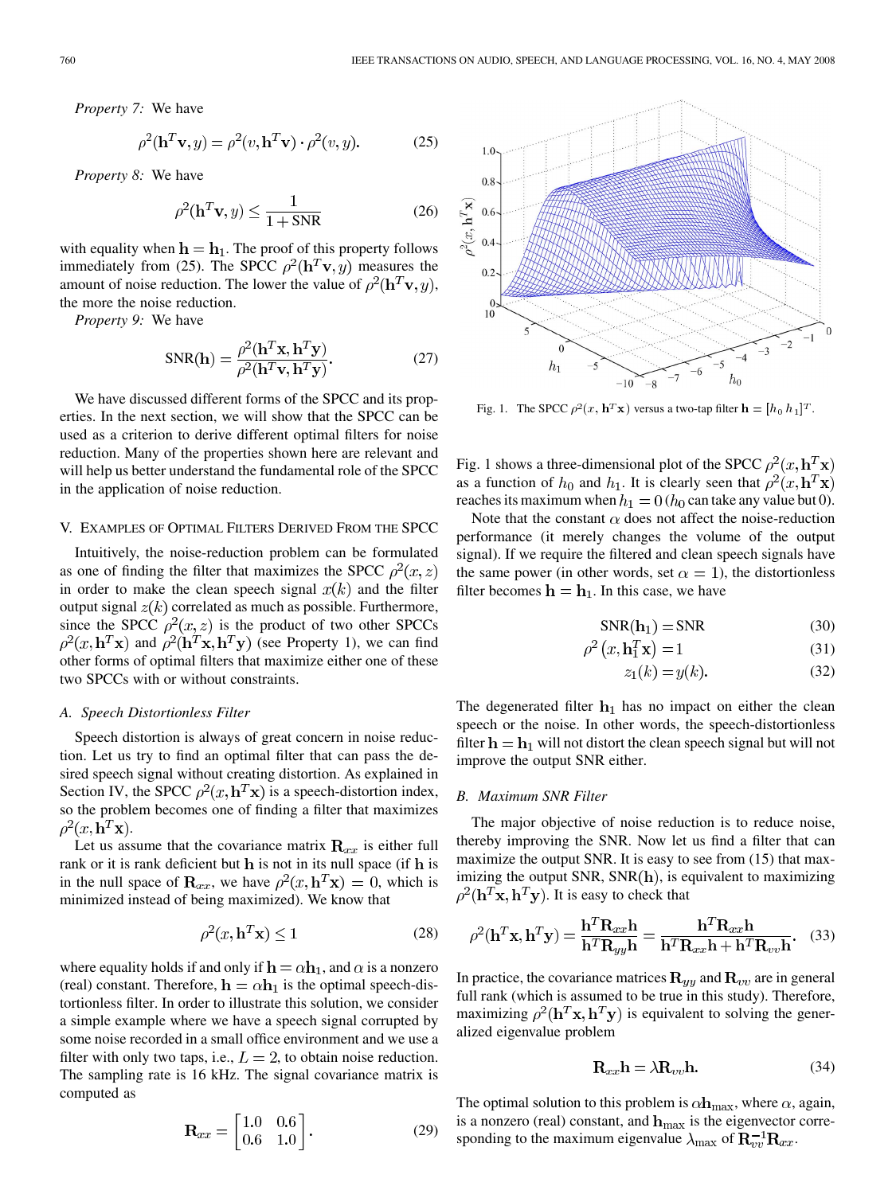*Property 7:* We have

$$\rho^2(\mathbf{h}^T\mathbf{v}, y) = \rho^2(v, \mathbf{h}^T\mathbf{v}) \cdot \rho^2(v, y). \tag{25}$$

*Property 8:* We have

$$\rho^2(\mathbf{h}^T\mathbf{v}, y) \leq \frac{1}{1 + \text{SNR}} \tag{26}$$

with equality when $\mathbf{h} = \mathbf{h}_1$. The proof of this property follows immediately from (25). The SPCC $\rho^2(\mathbf{h}^T\mathbf{v}, y)$ measures the amount of noise reduction. The lower the value of $\rho^2(\mathbf{h}^T\mathbf{v}, y)$, the more the noise reduction.

*Property 9:* We have

$$\text{SNR}(\mathbf{h}) = \frac{\rho^2(\mathbf{h}^T\mathbf{x}, \mathbf{h}^T\mathbf{y})}{\rho^2(\mathbf{h}^T\mathbf{v}, \mathbf{h}^T\mathbf{y})}. \tag{27}$$

We have discussed different forms of the SPCC and its properties. In the next section, we will show that the SPCC can be used as a criterion to derive different optimal filters for noise reduction. Many of the properties shown here are relevant and will help us better understand the fundamental role of the SPCC in the application of noise reduction.

## V. Examples of Optimal Filters Derived From the SPCC

Intuitively, the noise-reduction problem can be formulated as one of finding the filter that maximizes the SPCC $\rho^2(x, z)$ in order to make the clean speech signal $x(k)$ and the filter output signal $z(k)$ correlated as much as possible. Furthermore, since the SPCC $\rho^2(x, z)$ is the product of two other SPCCs $\rho^2(x, \mathbf{h}^T\mathbf{x})$ and $\rho^2(\mathbf{h}^T\mathbf{x}, \mathbf{h}^T\mathbf{y})$ (see Property 1), we can find other forms of optimal filters that maximize either one of these two SPCCs with or without constraints.

### A. Speech Distortionless Filter

Speech distortion is always of great concern in noise reduction. Let us try to find an optimal filter that can pass the desired speech signal without creating distortion. As explained in Section IV, the SPCC $\rho^2(x, \mathbf{h}^T\mathbf{x})$ is a speech-distortion index, so the problem becomes one of finding a filter that maximizes $\rho^2(x, \mathbf{h}^T\mathbf{x})$.

Let us assume that the covariance matrix $\mathbf{R}_{xx}$ is either full rank or it is rank deficient but $\mathbf{h}$ is not in its null space (if $\mathbf{h}$ is in the null space of $\mathbf{R}_{xx}$, we have $\rho^2(x, \mathbf{h}^T\mathbf{x}) = 0$, which is minimized instead of being maximized). We know that

$$\rho^2(x, \mathbf{h}^T\mathbf{x}) \leq 1 \tag{28}$$

where equality holds if and only if $\mathbf{h} = \alpha\mathbf{h}_1$, and $\alpha$ is a nonzero (real) constant. Therefore, $\mathbf{h} = \alpha\mathbf{h}_1$ is the optimal speech-distortionless filter. In order to illustrate this solution, we consider a simple example where we have a speech signal corrupted by some noise recorded in a small office environment and we use a filter with only two taps, i.e., $L = 2$, to obtain noise reduction. The sampling rate is 16 kHz. The signal covariance matrix is computed as

$$\mathbf{R}_{xx} = \begin{bmatrix} 1.0 & 0.6 \\ 0.6 & 1.0 \end{bmatrix}. \tag{29}$$

$\rho^2(x, \mathbf{h}^T\mathbf{x})$
1.0
0.8
0.6
0.4
0.2
0
10
5
0
$h_1$
−5
−10
−8
−7
−6
−5
−4
−3
−2
−1
0
$h_0$

Fig. 1. The SPCC $\rho^2(x, \mathbf{h}^T\mathbf{x})$ versus a two-tap filter $\mathbf{h} = [h_0\ h_1]^T$.

Fig. 1 shows a three-dimensional plot of the SPCC $\rho^2(x, \mathbf{h}^T\mathbf{x})$ as a function of $h_0$ and $h_1$. It is clearly seen that $\rho^2(x, \mathbf{h}^T\mathbf{x})$ reaches its maximum when $h_1 = 0$ ($h_0$ can take any value but 0).

Note that the constant $\alpha$ does not affect the noise-reduction performance (it merely changes the volume of the output signal). If we require the filtered and clean speech signals have the same power (in other words, set $\alpha = 1$), the distortionless filter becomes $\mathbf{h} = \mathbf{h}_1$. In this case, we have

$$\text{SNR}(\mathbf{h}_1) = \text{SNR} \tag{30}$$

$$\rho^2\left(x, \mathbf{h}_1^T\mathbf{x}\right) = 1 \tag{31}$$

$$z_1(k) = y(k). \tag{32}$$

The degenerated filter $\mathbf{h}_1$ has no impact on either the clean speech or the noise. In other words, the speech-distortionless filter $\mathbf{h} = \mathbf{h}_1$ will not distort the clean speech signal but will not improve the output SNR either.

### B. Maximum SNR Filter

The major objective of noise reduction is to reduce noise, thereby improving the SNR. Now let us find a filter that can maximize the output SNR. It is easy to see from (15) that maximizing the output SNR, $\text{SNR}(\mathbf{h})$, is equivalent to maximizing $\rho^2(\mathbf{h}^T\mathbf{x}, \mathbf{h}^T\mathbf{y})$. It is easy to check that

$$\rho^2(\mathbf{h}^T\mathbf{x}, \mathbf{h}^T\mathbf{y}) = \frac{\mathbf{h}^T\mathbf{R}_{xx}\mathbf{h}}{\mathbf{h}^T\mathbf{R}_{yy}\mathbf{h}} = \frac{\mathbf{h}^T\mathbf{R}_{xx}\mathbf{h}}{\mathbf{h}^T\mathbf{R}_{xx}\mathbf{h} + \mathbf{h}^T\mathbf{R}_{vv}\mathbf{h}}. \tag{33}$$

In practice, the covariance matrices $\mathbf{R}_{yy}$ and $\mathbf{R}_{vv}$ are in general full rank (which is assumed to be true in this study). Therefore, maximizing $\rho^2(\mathbf{h}^T\mathbf{x}, \mathbf{h}^T\mathbf{y})$ is equivalent to solving the generalized eigenvalue problem

$$\mathbf{R}_{xx}\mathbf{h} = \lambda\mathbf{R}_{vv}\mathbf{h}. \tag{34}$$

The optimal solution to this problem is $\alpha\mathbf{h}_{\max}$, where $\alpha$, again, is a nonzero (real) constant, and $\mathbf{h}_{\max}$ is the eigenvector corresponding to the maximum eigenvalue $\lambda_{\max}$ of $\mathbf{R}_{vv}^{-1}\mathbf{R}_{xx}$.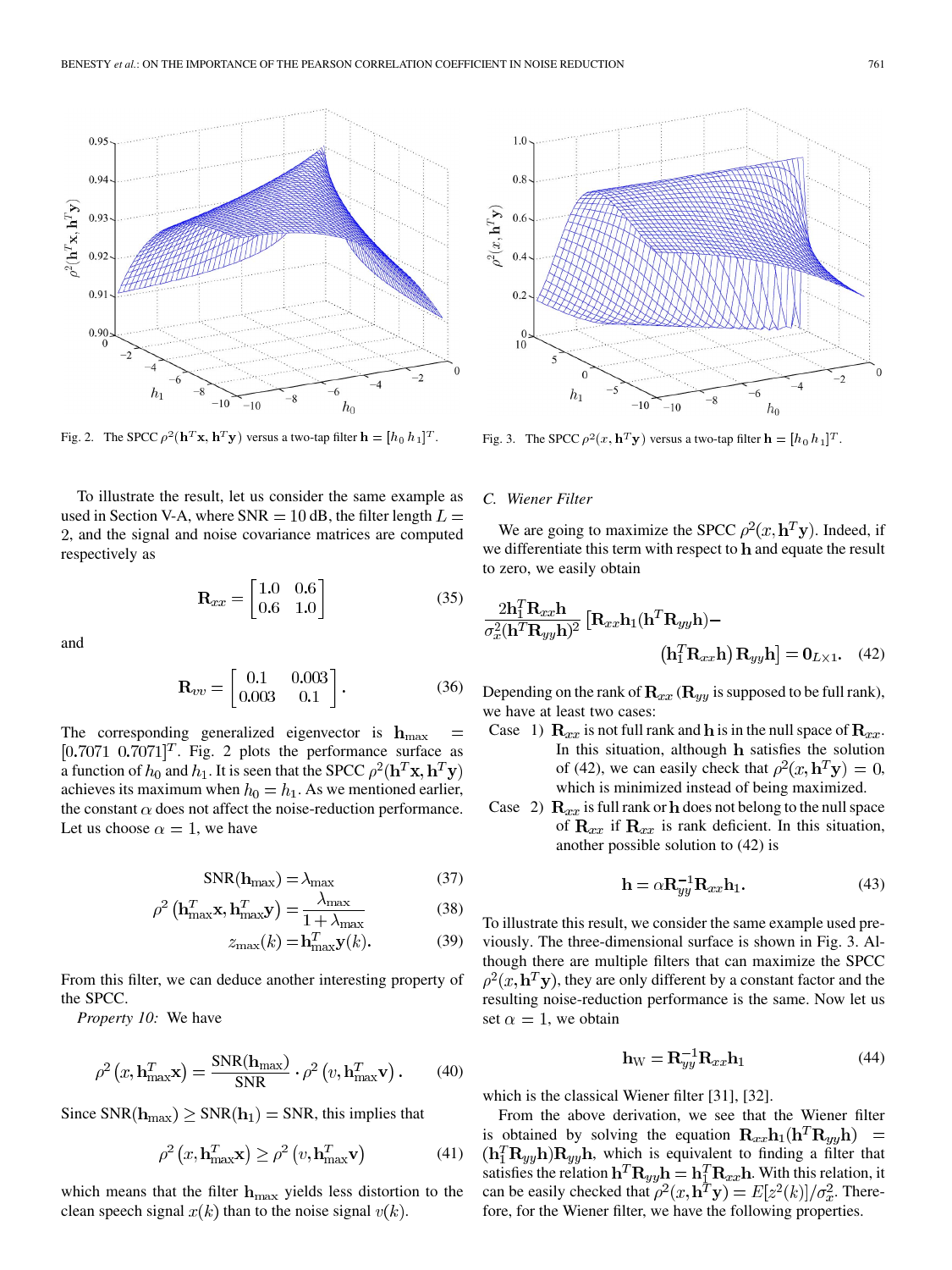Fig. 2. The SPCC $\rho^2(\mathbf{h}^T\mathbf{x}, \mathbf{h}^T\mathbf{y})$ versus a two-tap filter $\mathbf{h} = [h_0\ h_1]^T$.

Fig. 3. The SPCC $\rho^2(x, \mathbf{h}^T\mathbf{y})$ versus a two-tap filter $\mathbf{h} = [h_0\ h_1]^T$.

To illustrate the result, let us consider the same example as used in Section V-A, where $\text{SNR} = 10$ dB, the filter length $L = 2$, and the signal and noise covariance matrices are computed respectively as

$$\mathbf{R}_{xx} = \begin{bmatrix} 1.0 & 0.6 \\ 0.6 & 1.0 \end{bmatrix} \tag{35}$$

and

$$\mathbf{R}_{vv} = \begin{bmatrix} 0.1 & 0.003 \\ 0.003 & 0.1 \end{bmatrix}. \tag{36}$$

The corresponding generalized eigenvector is $\mathbf{h}_{\max} = [0.7071\ 0.7071]^T$. Fig. 2 plots the performance surface as a function of $h_0$ and $h_1$. It is seen that the SPCC $\rho^2(\mathbf{h}^T\mathbf{x}, \mathbf{h}^T\mathbf{y})$ achieves its maximum when $h_0 = h_1$. As we mentioned earlier, the constant $\alpha$ does not affect the noise-reduction performance. Let us choose $\alpha = 1$, we have

$$\text{SNR}(\mathbf{h}_{\max}) = \lambda_{\max} \tag{37}$$

$$\rho^2\left(\mathbf{h}_{\max}^T\mathbf{x}, \mathbf{h}_{\max}^T\mathbf{y}\right) = \frac{\lambda_{\max}}{1+\lambda_{\max}} \tag{38}$$

$$z_{\max}(k) = \mathbf{h}_{\max}^T\mathbf{y}(k). \tag{39}$$

From this filter, we can deduce another interesting property of the SPCC.

*Property 10:* We have

$$\rho^2\left(x, \mathbf{h}_{\max}^T\mathbf{x}\right) = \frac{\text{SNR}(\mathbf{h}_{\max})}{\text{SNR}} \cdot \rho^2\left(v, \mathbf{h}_{\max}^T\mathbf{v}\right). \tag{40}$$

Since $\text{SNR}(\mathbf{h}_{\max}) \geq \text{SNR}(\mathbf{h}_1) = \text{SNR}$, this implies that

$$\rho^2\left(x, \mathbf{h}_{\max}^T\mathbf{x}\right) \geq \rho^2\left(v, \mathbf{h}_{\max}^T\mathbf{v}\right) \tag{41}$$

which means that the filter $\mathbf{h}_{\max}$ yields less distortion to the clean speech signal $x(k)$ than to the noise signal $v(k)$.

### C. Wiener Filter

We are going to maximize the SPCC $\rho^2(x, \mathbf{h}^T\mathbf{y})$. Indeed, if we differentiate this term with respect to $\mathbf{h}$ and equate the result to zero, we easily obtain

$$\frac{2\mathbf{h}_1^T\mathbf{R}_{xx}\mathbf{h}}{\sigma_x^2(\mathbf{h}^T\mathbf{R}_{yy}\mathbf{h})^2}\left[\mathbf{R}_{xx}\mathbf{h}_1(\mathbf{h}^T\mathbf{R}_{yy}\mathbf{h}) - \left(\mathbf{h}_1^T\mathbf{R}_{xx}\mathbf{h}\right)\mathbf{R}_{yy}\mathbf{h}\right] = \mathbf{0}_{L\times 1}. \tag{42}$$

Depending on the rank of $\mathbf{R}_{xx}$ ($\mathbf{R}_{yy}$ is supposed to be full rank), we have at least two cases:

Case 1) $\mathbf{R}_{xx}$ is not full rank and $\mathbf{h}$ is in the null space of $\mathbf{R}_{xx}$. In this situation, although $\mathbf{h}$ satisfies the solution of (42), we can easily check that $\rho^2(x, \mathbf{h}^T\mathbf{y}) = 0$, which is minimized instead of being maximized.

Case 2) $\mathbf{R}_{xx}$ is full rank or $\mathbf{h}$ does not belong to the null space of $\mathbf{R}_{xx}$ if $\mathbf{R}_{xx}$ is rank deficient. In this situation, another possible solution to (42) is

$$\mathbf{h} = \alpha\mathbf{R}_{yy}^{-1}\mathbf{R}_{xx}\mathbf{h}_1. \tag{43}$$

To illustrate this result, we consider the same example used previously. The three-dimensional surface is shown in Fig. 3. Although there are multiple filters that can maximize the SPCC $\rho^2(x, \mathbf{h}^T\mathbf{y})$, they are only different by a constant factor and the resulting noise-reduction performance is the same. Now let us set $\alpha = 1$, we obtain

$$\mathbf{h}_{\text{W}} = \mathbf{R}_{yy}^{-1}\mathbf{R}_{xx}\mathbf{h}_1 \tag{44}$$

which is the classical Wiener filter [31], [32].

From the above derivation, we see that the Wiener filter is obtained by solving the equation $\mathbf{R}_{xx}\mathbf{h}_1(\mathbf{h}^T\mathbf{R}_{yy}\mathbf{h}) = (\mathbf{h}_1^T\mathbf{R}_{yy}\mathbf{h})\mathbf{R}_{yy}\mathbf{h}$, which is equivalent to finding a filter that satisfies the relation $\mathbf{h}^T\mathbf{R}_{yy}\mathbf{h} = \mathbf{h}_1^T\mathbf{R}_{xx}\mathbf{h}$. With this relation, it can be easily checked that $\rho^2(x, \mathbf{h}^T\mathbf{y}) = E[z^2(k)]/\sigma_x^2$. Therefore, for the Wiener filter, we have the following properties.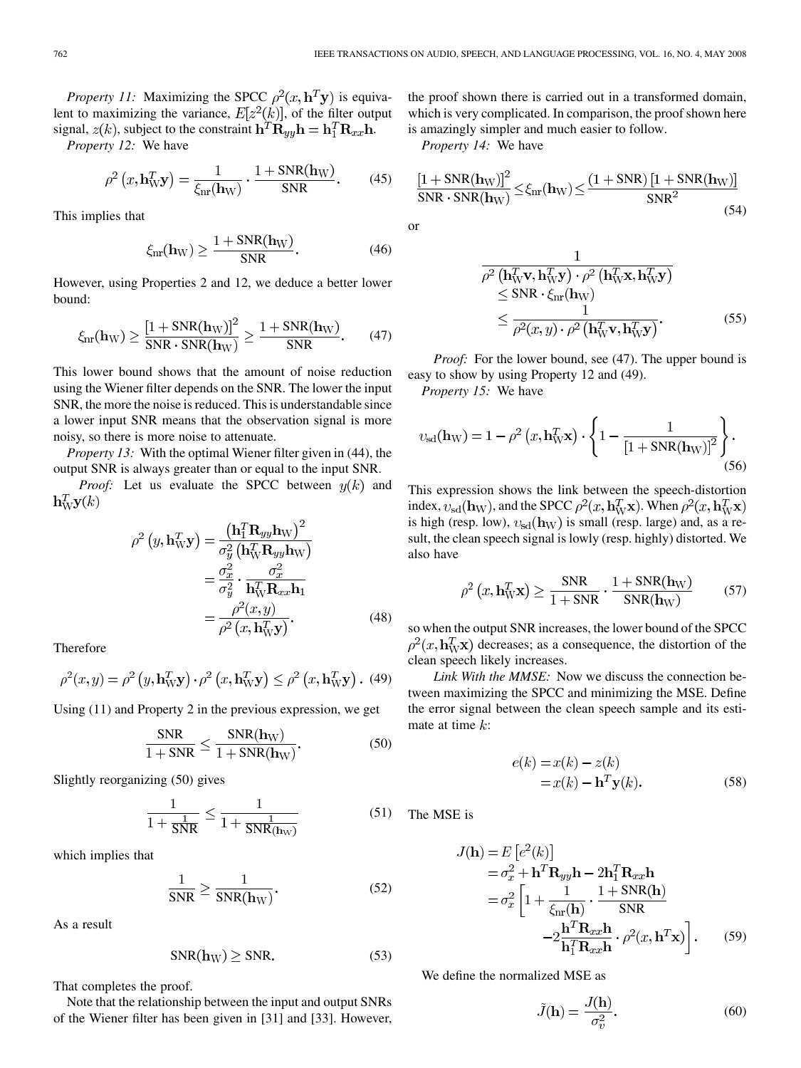*Property 11:* Maximizing the SPCC $\rho^2(x, \mathbf{h}^T\mathbf{y})$ is equivalent to maximizing the variance, $E[z^2(k)]$, of the filter output signal, $z(k)$, subject to the constraint $\mathbf{h}^T\mathbf{R}_{yy}\mathbf{h} = \mathbf{h}_1^T\mathbf{R}_{xx}\mathbf{h}$.

*Property 12:* We have

$$\rho^2\left(x, \mathbf{h}_\mathrm{W}^T\mathbf{y}\right) = \frac{1}{\xi_\mathrm{nr}(\mathbf{h}_\mathrm{W})} \cdot \frac{1 + \mathrm{SNR}(\mathbf{h}_\mathrm{W})}{\mathrm{SNR}}. \tag{45}$$

This implies that

$$\xi_\mathrm{nr}(\mathbf{h}_\mathrm{W}) \geq \frac{1 + \mathrm{SNR}(\mathbf{h}_\mathrm{W})}{\mathrm{SNR}}. \tag{46}$$

However, using Properties 2 and 12, we deduce a better lower bound:

$$\xi_\mathrm{nr}(\mathbf{h}_\mathrm{W}) \geq \frac{[1 + \mathrm{SNR}(\mathbf{h}_\mathrm{W})]^2}{\mathrm{SNR} \cdot \mathrm{SNR}(\mathbf{h}_\mathrm{W})} \geq \frac{1 + \mathrm{SNR}(\mathbf{h}_\mathrm{W})}{\mathrm{SNR}}. \tag{47}$$

This lower bound shows that the amount of noise reduction using the Wiener filter depends on the SNR. The lower the input SNR, the more the noise is reduced. This is understandable since a lower input SNR means that the observation signal is more noisy, so there is more noise to attenuate.

*Property 13:* With the optimal Wiener filter given in (44), the output SNR is always greater than or equal to the input SNR.

*Proof:* Let us evaluate the SPCC between $y(k)$ and $\mathbf{h}_\mathrm{W}^T\mathbf{y}(k)$

$$\begin{aligned}
\rho^2\left(y, \mathbf{h}_\mathrm{W}^T\mathbf{y}\right) &= \frac{\left(\mathbf{h}_1^T\mathbf{R}_{yy}\mathbf{h}_\mathrm{W}\right)^2}{\sigma_y^2\left(\mathbf{h}_\mathrm{W}^T\mathbf{R}_{yy}\mathbf{h}_\mathrm{W}\right)} \\
&= \frac{\sigma_x^2}{\sigma_y^2} \cdot \frac{\sigma_x^2}{\mathbf{h}_\mathrm{W}^T\mathbf{R}_{xx}\mathbf{h}_1} \\
&= \frac{\rho^2(x, y)}{\rho^2\left(x, \mathbf{h}_\mathrm{W}^T\mathbf{y}\right)}.
\end{aligned} \tag{48}$$

Therefore

$$\rho^2(x, y) = \rho^2\left(y, \mathbf{h}_\mathrm{W}^T\mathbf{y}\right) \cdot \rho^2\left(x, \mathbf{h}_\mathrm{W}^T\mathbf{y}\right) \leq \rho^2\left(x, \mathbf{h}_\mathrm{W}^T\mathbf{y}\right). \tag{49}$$

Using (11) and Property 2 in the previous expression, we get

$$\frac{\mathrm{SNR}}{1 + \mathrm{SNR}} \leq \frac{\mathrm{SNR}(\mathbf{h}_\mathrm{W})}{1 + \mathrm{SNR}(\mathbf{h}_\mathrm{W})}. \tag{50}$$

Slightly reorganizing (50) gives

$$\frac{1}{1 + \frac{1}{\mathrm{SNR}}} \leq \frac{1}{1 + \frac{1}{\mathrm{SNR}(\mathbf{h}_\mathrm{W})}} \tag{51}$$

which implies that

$$\frac{1}{\mathrm{SNR}} \geq \frac{1}{\mathrm{SNR}(\mathbf{h}_\mathrm{W})}. \tag{52}$$

As a result

$$\mathrm{SNR}(\mathbf{h}_\mathrm{W}) \geq \mathrm{SNR}. \tag{53}$$

That completes the proof.

Note that the relationship between the input and output SNRs of the Wiener filter has been given in [31] and [33]. However, the proof shown there is carried out in a transformed domain, which is very complicated. In comparison, the proof shown here is amazingly simpler and much easier to follow.

*Property 14:* We have

$$\frac{[1 + \mathrm{SNR}(\mathbf{h}_\mathrm{W})]^2}{\mathrm{SNR} \cdot \mathrm{SNR}(\mathbf{h}_\mathrm{W})} \leq \xi_\mathrm{nr}(\mathbf{h}_\mathrm{W}) \leq \frac{(1 + \mathrm{SNR})\left[1 + \mathrm{SNR}(\mathbf{h}_\mathrm{W})\right]}{\mathrm{SNR}^2} \tag{54}$$

or

$$\begin{aligned}
&\frac{1}{\rho^2\left(\mathbf{h}_\mathrm{W}^T\mathbf{v}, \mathbf{h}_\mathrm{W}^T\mathbf{y}\right) \cdot \rho^2\left(\mathbf{h}_\mathrm{W}^T\mathbf{x}, \mathbf{h}_\mathrm{W}^T\mathbf{y}\right)} \\
&\quad \leq \mathrm{SNR} \cdot \xi_\mathrm{nr}(\mathbf{h}_\mathrm{W}) \\
&\quad \leq \frac{1}{\rho^2(x, y) \cdot \rho^2\left(\mathbf{h}_\mathrm{W}^T\mathbf{v}, \mathbf{h}_\mathrm{W}^T\mathbf{y}\right)}.
\end{aligned} \tag{55}$$

*Proof:* For the lower bound, see (47). The upper bound is easy to show by using Property 12 and (49).

*Property 15:* We have

$$\upsilon_\mathrm{sd}(\mathbf{h}_\mathrm{W}) = 1 - \rho^2\left(x, \mathbf{h}_\mathrm{W}^T\mathbf{x}\right) \cdot \left\{1 - \frac{1}{[1 + \mathrm{SNR}(\mathbf{h}_\mathrm{W})]^2}\right\}. \tag{56}$$

This expression shows the link between the speech-distortion index, $\upsilon_\mathrm{sd}(\mathbf{h}_\mathrm{W})$, and the SPCC $\rho^2(x, \mathbf{h}_\mathrm{W}^T\mathbf{x})$. When $\rho^2(x, \mathbf{h}_\mathrm{W}^T\mathbf{x})$ is high (resp. low), $\upsilon_\mathrm{sd}(\mathbf{h}_\mathrm{W})$ is small (resp. large) and, as a result, the clean speech signal is lowly (resp. highly) distorted. We also have

$$\rho^2\left(x, \mathbf{h}_\mathrm{W}^T\mathbf{x}\right) \geq \frac{\mathrm{SNR}}{1 + \mathrm{SNR}} \cdot \frac{1 + \mathrm{SNR}(\mathbf{h}_\mathrm{W})}{\mathrm{SNR}(\mathbf{h}_\mathrm{W})} \tag{57}$$

so when the output SNR increases, the lower bound of the SPCC $\rho^2(x, \mathbf{h}_\mathrm{W}^T\mathbf{x})$ decreases; as a consequence, the distortion of the clean speech likely increases.

*Link With the MMSE:* Now we discuss the connection between maximizing the SPCC and minimizing the MSE. Define the error signal between the clean speech sample and its estimate at time $k$:

$$\begin{aligned}
e(k) &= x(k) - z(k) \\
&= x(k) - \mathbf{h}^T\mathbf{y}(k).
\end{aligned} \tag{58}$$

The MSE is

$$\begin{aligned}
J(\mathbf{h}) &= E\left[e^2(k)\right] \\
&= \sigma_x^2 + \mathbf{h}^T\mathbf{R}_{yy}\mathbf{h} - 2\mathbf{h}_1^T\mathbf{R}_{xx}\mathbf{h} \\
&= \sigma_x^2\left[1 + \frac{1}{\xi_\mathrm{nr}(\mathbf{h})} \cdot \frac{1 + \mathrm{SNR}(\mathbf{h})}{\mathrm{SNR}}\right. \\
&\qquad \left. - 2\frac{\mathbf{h}^T\mathbf{R}_{xx}\mathbf{h}}{\mathbf{h}_1^T\mathbf{R}_{xx}\mathbf{h}} \cdot \rho^2(x, \mathbf{h}^T\mathbf{x})\right].
\end{aligned} \tag{59}$$

We define the normalized MSE as

$$\tilde{J}(\mathbf{h}) = \frac{J(\mathbf{h})}{\sigma_v^2}. \tag{60}$$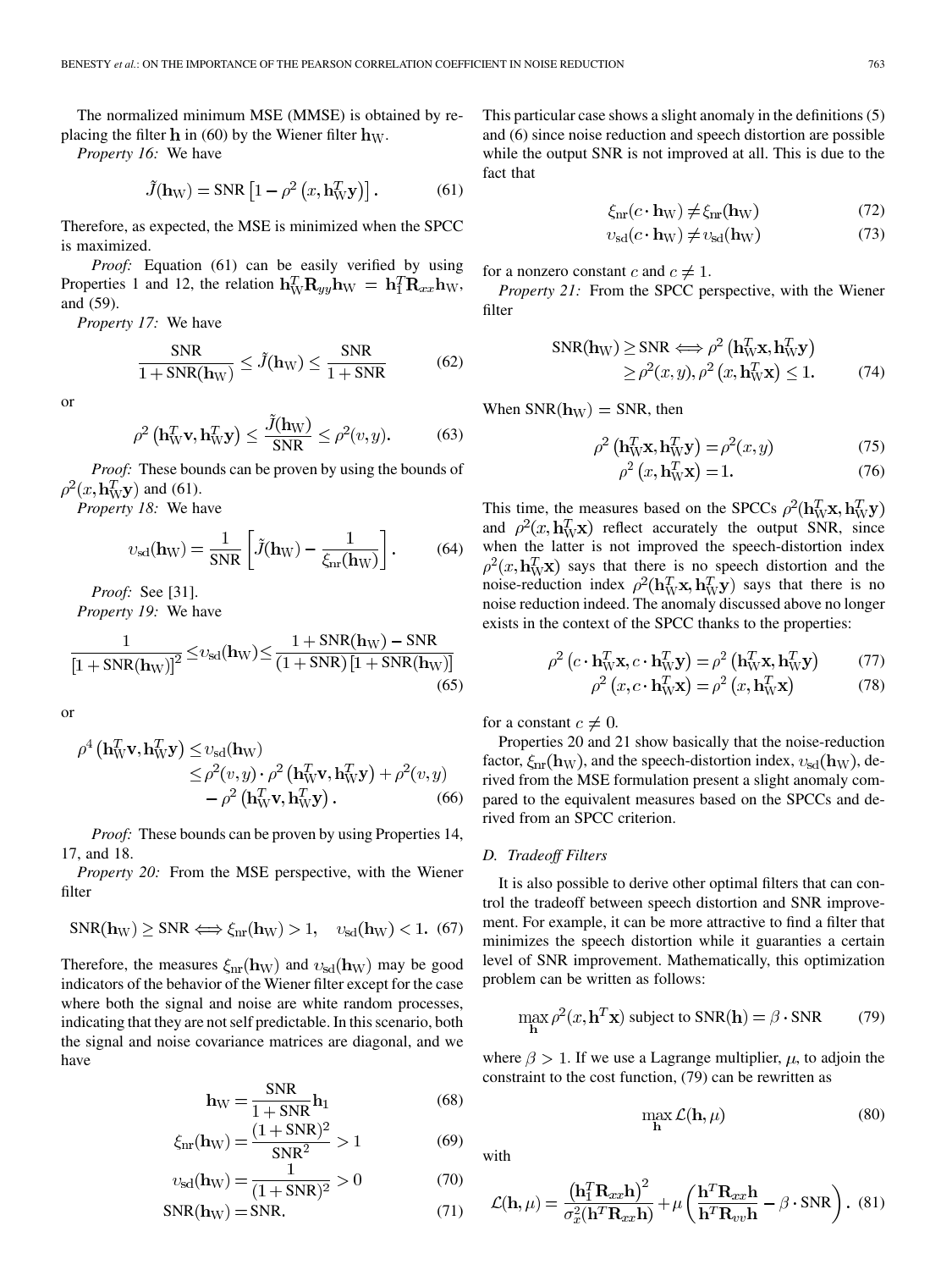The normalized minimum MSE (MMSE) is obtained by replacing the filter $\mathbf{h}$ in (60) by the Wiener filter $\mathbf{h}_{\mathrm{W}}$.

*Property 16:* We have

$$\tilde{J}(\mathbf{h}_{\mathrm{W}}) = \mathrm{SNR}\left[1 - \rho^2\left(x, \mathbf{h}_{\mathrm{W}}^T \mathbf{y}\right)\right]. \tag{61}$$

Therefore, as expected, the MSE is minimized when the SPCC is maximized.

*Proof:* Equation (61) can be easily verified by using Properties 1 and 12, the relation $\mathbf{h}_{\mathrm{W}}^T \mathbf{R}_{yy} \mathbf{h}_{\mathrm{W}} = \mathbf{h}_1^T \mathbf{R}_{xx} \mathbf{h}_{\mathrm{W}}$, and (59).

*Property 17:* We have

$$\frac{\mathrm{SNR}}{1 + \mathrm{SNR}(\mathbf{h}_{\mathrm{W}})} \leq \tilde{J}(\mathbf{h}_{\mathrm{W}}) \leq \frac{\mathrm{SNR}}{1 + \mathrm{SNR}} \tag{62}$$

or

$$\rho^2\left(\mathbf{h}_{\mathrm{W}}^T \mathbf{v}, \mathbf{h}_{\mathrm{W}}^T \mathbf{y}\right) \leq \frac{\tilde{J}(\mathbf{h}_{\mathrm{W}})}{\mathrm{SNR}} \leq \rho^2(v, y). \tag{63}$$

*Proof:* These bounds can be proven by using the bounds of $\rho^2(x, \mathbf{h}_{\mathrm{W}}^T \mathbf{y})$ and (61).

*Property 18:* We have

$$\upsilon_{\mathrm{sd}}(\mathbf{h}_{\mathrm{W}}) = \frac{1}{\mathrm{SNR}}\left[\tilde{J}(\mathbf{h}_{\mathrm{W}}) - \frac{1}{\xi_{\mathrm{nr}}(\mathbf{h}_{\mathrm{W}})}\right]. \tag{64}$$

*Proof:* See [31].

*Property 19:* We have

$$\frac{1}{\left[1 + \mathrm{SNR}(\mathbf{h}_{\mathrm{W}})\right]^2} \leq \upsilon_{\mathrm{sd}}(\mathbf{h}_{\mathrm{W}}) \leq \frac{1 + \mathrm{SNR}(\mathbf{h}_{\mathrm{W}}) - \mathrm{SNR}}{(1 + \mathrm{SNR})\left[1 + \mathrm{SNR}(\mathbf{h}_{\mathrm{W}})\right]} \tag{65}$$

or

$$\begin{aligned}\rho^4\left(\mathbf{h}_{\mathrm{W}}^T \mathbf{v}, \mathbf{h}_{\mathrm{W}}^T \mathbf{y}\right) &\leq \upsilon_{\mathrm{sd}}(\mathbf{h}_{\mathrm{W}}) \\ &\leq \rho^2(v, y) \cdot \rho^2\left(\mathbf{h}_{\mathrm{W}}^T \mathbf{v}, \mathbf{h}_{\mathrm{W}}^T \mathbf{y}\right) + \rho^2(v, y) \\ &\quad - \rho^2\left(\mathbf{h}_{\mathrm{W}}^T \mathbf{v}, \mathbf{h}_{\mathrm{W}}^T \mathbf{y}\right).\end{aligned} \tag{66}$$

*Proof:* These bounds can be proven by using Properties 14, 17, and 18.

*Property 20:* From the MSE perspective, with the Wiener filter

$$\mathrm{SNR}(\mathbf{h}_{\mathrm{W}}) \geq \mathrm{SNR} \Longleftrightarrow \xi_{\mathrm{nr}}(\mathbf{h}_{\mathrm{W}}) > 1, \quad \upsilon_{\mathrm{sd}}(\mathbf{h}_{\mathrm{W}}) < 1. \tag{67}$$

Therefore, the measures $\xi_{\mathrm{nr}}(\mathbf{h}_{\mathrm{W}})$ and $\upsilon_{\mathrm{sd}}(\mathbf{h}_{\mathrm{W}})$ may be good indicators of the behavior of the Wiener filter except for the case where both the signal and noise are white random processes, indicating that they are not self predictable. In this scenario, both the signal and noise covariance matrices are diagonal, and we have

$$\mathbf{h}_{\mathrm{W}} = \frac{\mathrm{SNR}}{1 + \mathrm{SNR}} \mathbf{h}_1 \tag{68}$$

$$\xi_{\mathrm{nr}}(\mathbf{h}_{\mathrm{W}}) = \frac{(1 + \mathrm{SNR})^2}{\mathrm{SNR}^2} > 1 \tag{69}$$

$$\upsilon_{\mathrm{sd}}(\mathbf{h}_{\mathrm{W}}) = \frac{1}{(1 + \mathrm{SNR})^2} > 0 \tag{70}$$

$$\mathrm{SNR}(\mathbf{h}_{\mathrm{W}}) = \mathrm{SNR}. \tag{71}$$

This particular case shows a slight anomaly in the definitions (5) and (6) since noise reduction and speech distortion are possible while the output SNR is not improved at all. This is due to the fact that

$$\xi_{\mathrm{nr}}(c \cdot \mathbf{h}_{\mathrm{W}}) \neq \xi_{\mathrm{nr}}(\mathbf{h}_{\mathrm{W}}) \tag{72}$$

$$\upsilon_{\mathrm{sd}}(c \cdot \mathbf{h}_{\mathrm{W}}) \neq \upsilon_{\mathrm{sd}}(\mathbf{h}_{\mathrm{W}}) \tag{73}$$

for a nonzero constant $c$ and $c \neq 1$.

*Property 21:* From the SPCC perspective, with the Wiener filter

$$\begin{aligned}\mathrm{SNR}(\mathbf{h}_{\mathrm{W}}) \geq \mathrm{SNR} \Longleftrightarrow\ & \rho^2\left(\mathbf{h}_{\mathrm{W}}^T \mathbf{x}, \mathbf{h}_{\mathrm{W}}^T \mathbf{y}\right) \\ & \geq \rho^2(x, y), \rho^2\left(x, \mathbf{h}_{\mathrm{W}}^T \mathbf{x}\right) \leq 1.\end{aligned} \tag{74}$$

When $\mathrm{SNR}(\mathbf{h}_{\mathrm{W}}) = \mathrm{SNR}$, then

$$\rho^2\left(\mathbf{h}_{\mathrm{W}}^T \mathbf{x}, \mathbf{h}_{\mathrm{W}}^T \mathbf{y}\right) = \rho^2(x, y) \tag{75}$$

$$\rho^2\left(x, \mathbf{h}_{\mathrm{W}}^T \mathbf{x}\right) = 1. \tag{76}$$

This time, the measures based on the SPCCs $\rho^2(\mathbf{h}_{\mathrm{W}}^T \mathbf{x}, \mathbf{h}_{\mathrm{W}}^T \mathbf{y})$ and $\rho^2(x, \mathbf{h}_{\mathrm{W}}^T \mathbf{x})$ reflect accurately the output SNR, since when the latter is not improved the speech-distortion index $\rho^2(x, \mathbf{h}_{\mathrm{W}}^T \mathbf{x})$ says that there is no speech distortion and the noise-reduction index $\rho^2(\mathbf{h}_{\mathrm{W}}^T \mathbf{x}, \mathbf{h}_{\mathrm{W}}^T \mathbf{y})$ says that there is no noise reduction indeed. The anomaly discussed above no longer exists in the context of the SPCC thanks to the properties:

$$\rho^2\left(c \cdot \mathbf{h}_{\mathrm{W}}^T \mathbf{x}, c \cdot \mathbf{h}_{\mathrm{W}}^T \mathbf{y}\right) = \rho^2\left(\mathbf{h}_{\mathrm{W}}^T \mathbf{x}, \mathbf{h}_{\mathrm{W}}^T \mathbf{y}\right) \tag{77}$$

$$\rho^2\left(x, c \cdot \mathbf{h}_{\mathrm{W}}^T \mathbf{x}\right) = \rho^2\left(x, \mathbf{h}_{\mathrm{W}}^T \mathbf{x}\right) \tag{78}$$

for a constant $c \neq 0$.

Properties 20 and 21 show basically that the noise-reduction factor, $\xi_{\mathrm{nr}}(\mathbf{h}_{\mathrm{W}})$, and the speech-distortion index, $\upsilon_{\mathrm{sd}}(\mathbf{h}_{\mathrm{W}})$, derived from the MSE formulation present a slight anomaly compared to the equivalent measures based on the SPCCs and derived from an SPCC criterion.

### *D. Tradeoff Filters*

It is also possible to derive other optimal filters that can control the tradeoff between speech distortion and SNR improvement. For example, it can be more attractive to find a filter that minimizes the speech distortion while it guaranties a certain level of SNR improvement. Mathematically, this optimization problem can be written as follows:

$$\max_{\mathbf{h}} \rho^2(x, \mathbf{h}^T \mathbf{x}) \text{ subject to } \mathrm{SNR}(\mathbf{h}) = \beta \cdot \mathrm{SNR} \tag{79}$$

where $\beta > 1$. If we use a Lagrange multiplier, $\mu$, to adjoin the constraint to the cost function, (79) can be rewritten as

$$\max_{\mathbf{h}} \mathcal{L}(\mathbf{h}, \mu) \tag{80}$$

with

$$\mathcal{L}(\mathbf{h}, \mu) = \frac{\left(\mathbf{h}_1^T \mathbf{R}_{xx} \mathbf{h}\right)^2}{\sigma_x^2(\mathbf{h}^T \mathbf{R}_{xx} \mathbf{h})} + \mu\left(\frac{\mathbf{h}^T \mathbf{R}_{xx} \mathbf{h}}{\mathbf{h}^T \mathbf{R}_{vv} \mathbf{h}} - \beta \cdot \mathrm{SNR}\right). \tag{81}$$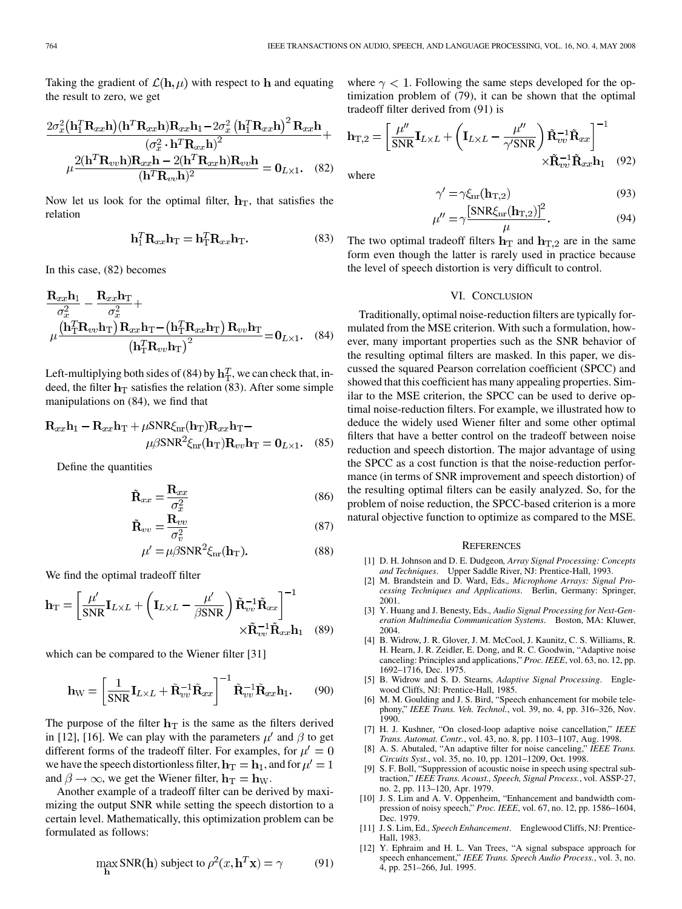Taking the gradient of $\mathcal{L}(\mathbf{h}, \mu)$ with respect to $\mathbf{h}$ and equating the result to zero, we get

$$\frac{2\sigma_x^2\left(\mathbf{h}_1^T\mathbf{R}_{xx}\mathbf{h}\right)(\mathbf{h}^T\mathbf{R}_{xx}\mathbf{h})\mathbf{R}_{xx}\mathbf{h}_1 - 2\sigma_x^2\left(\mathbf{h}_1^T\mathbf{R}_{xx}\mathbf{h}\right)^2\mathbf{R}_{xx}\mathbf{h}}{\left(\sigma_x^2\cdot\mathbf{h}^T\mathbf{R}_{xx}\mathbf{h}\right)^2} + \mu\frac{2(\mathbf{h}^T\mathbf{R}_{vv}\mathbf{h})\mathbf{R}_{xx}\mathbf{h} - 2(\mathbf{h}^T\mathbf{R}_{xx}\mathbf{h})\mathbf{R}_{vv}\mathbf{h}}{(\mathbf{h}^T\mathbf{R}_{vv}\mathbf{h})^2} = \mathbf{0}_{L\times 1}. \quad (82)$$

Now let us look for the optimal filter, $\mathbf{h}_\mathrm{T}$, that satisfies the relation

$$\mathbf{h}_1^T\mathbf{R}_{xx}\mathbf{h}_\mathrm{T} = \mathbf{h}_\mathrm{T}^T\mathbf{R}_{xx}\mathbf{h}_\mathrm{T}. \quad (83)$$

In this case, (82) becomes

$$\frac{\mathbf{R}_{xx}\mathbf{h}_1}{\sigma_x^2} - \frac{\mathbf{R}_{xx}\mathbf{h}_\mathrm{T}}{\sigma_x^2} + \mu\frac{\left(\mathbf{h}_\mathrm{T}^T\mathbf{R}_{vv}\mathbf{h}_\mathrm{T}\right)\mathbf{R}_{xx}\mathbf{h}_\mathrm{T} - \left(\mathbf{h}_\mathrm{T}^T\mathbf{R}_{xx}\mathbf{h}_\mathrm{T}\right)\mathbf{R}_{vv}\mathbf{h}_\mathrm{T}}{\left(\mathbf{h}_\mathrm{T}^T\mathbf{R}_{vv}\mathbf{h}_\mathrm{T}\right)^2} = \mathbf{0}_{L\times 1}. \quad (84)$$

Left-multiplying both sides of (84) by $\mathbf{h}_\mathrm{T}^T$, we can check that, indeed, the filter $\mathbf{h}_\mathrm{T}$ satisfies the relation (83). After some simple manipulations on (84), we find that

$$\mathbf{R}_{xx}\mathbf{h}_1 - \mathbf{R}_{xx}\mathbf{h}_\mathrm{T} + \mu\mathrm{SNR}\xi_{\mathrm{nr}}(\mathbf{h}_\mathrm{T})\mathbf{R}_{xx}\mathbf{h}_\mathrm{T} - \mu\beta\mathrm{SNR}^2\xi_{\mathrm{nr}}(\mathbf{h}_\mathrm{T})\mathbf{R}_{vv}\mathbf{h}_\mathrm{T} = \mathbf{0}_{L\times 1}. \quad (85)$$

Define the quantities

$$\tilde{\mathbf{R}}_{xx} = \frac{\mathbf{R}_{xx}}{\sigma_x^2} \quad (86)$$

$$\tilde{\mathbf{R}}_{vv} = \frac{\mathbf{R}_{vv}}{\sigma_v^2} \quad (87)$$

$$\mu' = \mu\beta\mathrm{SNR}^2\xi_{\mathrm{nr}}(\mathbf{h}_\mathrm{T}). \quad (88)$$

We find the optimal tradeoff filter

$$\mathbf{h}_\mathrm{T} = \left[\frac{\mu'}{\mathrm{SNR}}\mathbf{I}_{L\times L} + \left(\mathbf{I}_{L\times L} - \frac{\mu'}{\beta\mathrm{SNR}}\right)\tilde{\mathbf{R}}_{vv}^{-1}\tilde{\mathbf{R}}_{xx}\right]^{-1} \times \tilde{\mathbf{R}}_{vv}^{-1}\tilde{\mathbf{R}}_{xx}\mathbf{h}_1 \quad (89)$$

which can be compared to the Wiener filter [31]

$$\mathbf{h}_\mathrm{W} = \left[\frac{1}{\mathrm{SNR}}\mathbf{I}_{L\times L} + \tilde{\mathbf{R}}_{vv}^{-1}\tilde{\mathbf{R}}_{xx}\right]^{-1}\tilde{\mathbf{R}}_{vv}^{-1}\tilde{\mathbf{R}}_{xx}\mathbf{h}_1. \quad (90)$$

The purpose of the filter $\mathbf{h}_\mathrm{T}$ is the same as the filters derived in [12], [16]. We can play with the parameters $\mu'$ and $\beta$ to get different forms of the tradeoff filter. For examples, for $\mu' = 0$ we have the speech distortionless filter, $\mathbf{h}_\mathrm{T} = \mathbf{h}_1$, and for $\mu' = 1$ and $\beta \rightarrow \infty$, we get the Wiener filter, $\mathbf{h}_\mathrm{T} = \mathbf{h}_\mathrm{W}$.

Another example of a tradeoff filter can be derived by maximizing the output SNR while setting the speech distortion to a certain level. Mathematically, this optimization problem can be formulated as follows:

$$\max_{\mathbf{h}} \mathrm{SNR}(\mathbf{h}) \text{ subject to } \rho^2(x, \mathbf{h}^T\mathbf{x}) = \gamma \quad (91)$$

where $\gamma < 1$. Following the same steps developed for the optimization problem of (79), it can be shown that the optimal tradeoff filter derived from (91) is

$$\mathbf{h}_{\mathrm{T},2} = \left[\frac{\mu''}{\mathrm{SNR}}\mathbf{I}_{L\times L} + \left(\mathbf{I}_{L\times L} - \frac{\mu''}{\gamma'\mathrm{SNR}}\right)\tilde{\mathbf{R}}_{vv}^{-1}\tilde{\mathbf{R}}_{xx}\right]^{-1} \times \tilde{\mathbf{R}}_{vv}^{-1}\tilde{\mathbf{R}}_{xx}\mathbf{h}_1 \quad (92)$$

where

$$\gamma' = \gamma\xi_{\mathrm{nr}}(\mathbf{h}_{\mathrm{T},2}) \quad (93)$$

$$\mu'' = \gamma\frac{\left[\mathrm{SNR}\xi_{\mathrm{nr}}(\mathbf{h}_{\mathrm{T},2})\right]^2}{\mu}. \quad (94)$$

The two optimal tradeoff filters $\mathbf{h}_\mathrm{T}$ and $\mathbf{h}_{\mathrm{T},2}$ are in the same form even though the latter is rarely used in practice because the level of speech distortion is very difficult to control.

## VI. Conclusion

Traditionally, optimal noise-reduction filters are typically formulated from the MSE criterion. With such a formulation, however, many important properties such as the SNR behavior of the resulting optimal filters are masked. In this paper, we discussed the squared Pearson correlation coefficient (SPCC) and showed that this coefficient has many appealing properties. Similar to the MSE criterion, the SPCC can be used to derive optimal noise-reduction filters. For example, we illustrated how to deduce the widely used Wiener filter and some other optimal filters that have a better control on the tradeoff between noise reduction and speech distortion. The major advantage of using the SPCC as a cost function is that the noise-reduction performance (in terms of SNR improvement and speech distortion) of the resulting optimal filters can be easily analyzed. So, for the problem of noise reduction, the SPCC-based criterion is a more natural objective function to optimize as compared to the MSE.

## References

[1] D. H. Johnson and D. E. Dudgeon, *Array Signal Processing: Concepts and Techniques*. Upper Saddle River, NJ: Prentice-Hall, 1993.

[2] M. Brandstein and D. Ward, Eds., *Microphone Arrays: Signal Processing Techniques and Applications*. Berlin, Germany: Springer, 2001.

[3] Y. Huang and J. Benesty, Eds., *Audio Signal Processing for Next-Generation Multimedia Communication Systems*. Boston, MA: Kluwer, 2004.

[4] B. Widrow, J. R. Glover, J. M. McCool, J. Kaunitz, C. S. Williams, R. H. Hearn, J. R. Zeidler, E. Dong, and R. C. Goodwin, "Adaptive noise canceling: Principles and applications," *Proc. IEEE*, vol. 63, no. 12, pp. 1692–1716, Dec. 1975.

[5] B. Widrow and S. D. Stearns, *Adaptive Signal Processing*. Englewood Cliffs, NJ: Prentice-Hall, 1985.

[6] M. M. Goulding and J. S. Bird, "Speech enhancement for mobile telephony," *IEEE Trans. Veh. Technol.*, vol. 39, no. 4, pp. 316–326, Nov. 1990.

[7] H. J. Kushner, "On closed-loop adaptive noise cancellation," *IEEE Trans. Automat. Contr.*, vol. 43, no. 8, pp. 1103–1107, Aug. 1998.

[8] A. S. Abutaled, "An adaptive filter for noise canceling," *IEEE Trans. Circuits Syst.*, vol. 35, no. 10, pp. 1201–1209, Oct. 1998.

[9] S. F. Boll, "Suppression of acoustic noise in speech using spectral subtraction," *IEEE Trans. Acoust., Speech, Signal Process.*, vol. ASSP-27, no. 2, pp. 113–120, Apr. 1979.

[10] J. S. Lim and A. V. Oppenheim, "Enhancement and bandwidth compression of noisy speech," *Proc. IEEE*, vol. 67, no. 12, pp. 1586–1604, Dec. 1979.

[11] J. S. Lim, Ed., *Speech Enhancement*. Englewood Cliffs, NJ: Prentice-Hall, 1983.

[12] Y. Ephraim and H. L. Van Trees, "A signal subspace approach for speech enhancement," *IEEE Trans. Speech Audio Process.*, vol. 3, no. 4, pp. 251–266, Jul. 1995.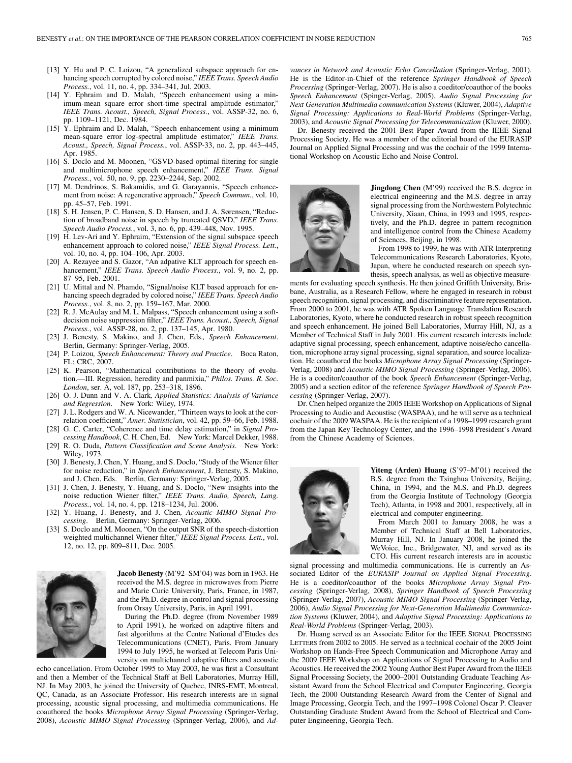[13] Y. Hu and P. C. Loizou, "A generalized subspace approach for enhancing speech corrupted by colored noise," *IEEE Trans. Speech Audio Process.*, vol. 11, no. 4, pp. 334–341, Jul. 2003.

[14] Y. Ephraim and D. Malah, "Speech enhancement using a minimum-mean square error short-time spectral amplitude estimator," *IEEE Trans. Acoust., Speech, Signal Process.*, vol. ASSP-32, no. 6, pp. 1109–1121, Dec. 1984.

[15] Y. Ephraim and D. Malah, "Speech enhancement using a minimum mean-square error log-spectral amplitude estimator," *IEEE Trans. Acoust., Speech, Signal Process.*, vol. ASSP-33, no. 2, pp. 443–445, Apr. 1985.

[16] S. Doclo and M. Moonen, "GSVD-based optimal filtering for single and multimicrophone speech enhancement," *IEEE Trans. Signal Process.*, vol. 50, no. 9, pp. 2230–2244, Sep. 2002.

[17] M. Dendrinos, S. Bakamidis, and G. Garayannis, "Speech enhancement from noise: A regenerative approach," *Speech Commun.*, vol. 10, pp. 45–57, Feb. 1991.

[18] S. H. Jensen, P. C. Hansen, S. D. Hansen, and J. A. Sørensen, "Reduction of broadband noise in speech by truncated QSVD," *IEEE Trans. Speech Audio Process.*, vol. 3, no. 6, pp. 439–448, Nov. 1995.

[19] H. Lev-Ari and Y. Ephraim, "Extension of the signal subspace speech enhancement approach to colored noise," *IEEE Signal Process. Lett.*, vol. 10, no. 4, pp. 104–106, Apr. 2003.

[20] A. Rezayee and S. Gazor, "An adaptive KLT approach for speech enhancement," *IEEE Trans. Speech Audio Process.*, vol. 9, no. 2, pp. 87–95, Feb. 2001.

[21] U. Mittal and N. Phamdo, "Signal/noise KLT based approach for enhancing speech degraded by colored noise," *IEEE Trans. Speech Audio Process.*, vol. 8, no. 2, pp. 159–167, Mar. 2000.

[22] R. J. McAulay and M. L. Malpass, "Speech enhancement using a soft-decision noise suppression filter," *IEEE Trans. Acoust., Speech, Signal Process.*, vol. ASSP-28, no. 2, pp. 137–145, Apr. 1980.

[23] J. Benesty, S. Makino, and J. Chen, Eds., *Speech Enhancement*. Berlin, Germany: Springer-Verlag, 2005.

[24] P. Loizou, *Speech Enhancement: Theory and Practice*. Boca Raton, FL: CRC, 2007.

[25] K. Pearson, "Mathematical contributions to the theory of evolution.—III. Regression, heredity and panmixia," *Philos. Trans. R. Soc. London*, ser. A, vol. 187, pp. 253–318, 1896.

[26] O. J. Dunn and V. A. Clark, *Applied Statistics: Analysis of Variance and Regression*. New York: Wiley, 1974.

[27] J. L. Rodgers and W. A. Nicewander, "Thirteen ways to look at the correlation coefficient," *Amer. Statistician*, vol. 42, pp. 59–66, Feb. 1988.

[28] G. C. Carter, "Coherence and time delay estimation," in *Signal Processing Handbook*, C. H. Chen, Ed. New York: Marcel Dekker, 1988.

[29] R. O. Duda, *Pattern Classification and Scene Analysis*. New York: Wiley, 1973.

[30] J. Benesty, J. Chen, Y. Huang, and S. Doclo, "Study of the Wiener filter for noise reduction," in *Speech Enhancement*, J. Benesty, S. Makino, and J. Chen, Eds. Berlin, Germany: Springer-Verlag, 2005.

[31] J. Chen, J. Benesty, Y. Huang, and S. Doclo, "New insights into the noise reduction Wiener filter," *IEEE Trans. Audio, Speech, Lang. Process.*, vol. 14, no. 4, pp. 1218–1234, Jul. 2006.

[32] Y. Huang, J. Benesty, and J. Chen, *Acoustic MIMO Signal Processing*. Berlin, Germany: Springer-Verlag, 2006.

[33] S. Doclo and M. Moonen, "On the output SNR of the speech-distortion weighted multichannel Wiener filter," *IEEE Signal Process. Lett.*, vol. 12, no. 12, pp. 809–811, Dec. 2005.

**Jacob Benesty** (M'92–SM'04) was born in 1963. He received the M.S. degree in microwaves from Pierre and Marie Curie University, Paris, France, in 1987, and the Ph.D. degree in control and signal processing from Orsay University, Paris, in April 1991.

During the Ph.D. degree (from November 1989 to April 1991), he worked on adaptive filters and fast algorithms at the Centre National d'Etudes des Telecommunications (CNET), Paris. From January 1994 to July 1995, he worked at Telecom Paris University on multichannel adaptive filters and acoustic echo cancellation. From October 1995 to May 2003, he was first a Consultant and then a Member of the Technical Staff at Bell Laboratories, Murray Hill, NJ. In May 2003, he joined the University of Quebec, INRS-EMT, Montreal, QC, Canada, as an Associate Professor. His research interests are in signal processing, acoustic signal processing, and multimedia communications. He coauthored the books *Microphone Array Signal Processing* (Springer-Verlag, 2008), *Acoustic MIMO Signal Processing* (Springer-Verlag, 2006), and *Advances in Network and Acoustic Echo Cancellation* (Springer-Verlag, 2001). He is the Editor-in-Chief of the reference *Springer Handbook of Speech Processing* (Springer-Verlag, 2007). He is also a coeditor/coauthor of the books *Speech Enhancement* (Spinger-Verlag, 2005), *Audio Signal Processing for Next Generation Multimedia communication Systems* (Kluwer, 2004), *Adaptive Signal Processing: Applications to Real-World Problems* (Springer-Verlag, 2003), and *Acoustic Signal Processing for Telecommunication* (Kluwer, 2000).

Dr. Benesty received the 2001 Best Paper Award from the IEEE Signal Processing Society. He was a member of the editorial board of the EURASIP Journal on Applied Signal Processing and was the cochair of the 1999 International Workshop on Acoustic Echo and Noise Control.

**Jingdong Chen** (M'99) received the B.S. degree in electrical engineering and the M.S. degree in array signal processing from the Northwestern Polytechnic University, Xiaan, China, in 1993 and 1995, respectively, and the Ph.D. degree in pattern recognition and intelligence control from the Chinese Academy of Sciences, Beijing, in 1998.

From 1998 to 1999, he was with ATR Interpreting Telecommunications Research Laboratories, Kyoto, Japan, where he conducted research on speech synthesis, speech analysis, as well as objective measurements for evaluating speech synthesis. He then joined Griffith University, Brisbane, Australia, as a Research Fellow, where he engaged in research in robust speech recognition, signal processing, and discriminative feature representation. From 2000 to 2001, he was with ATR Spoken Language Translation Research Laboratories, Kyoto, where he conducted research in robust speech recognition and speech enhancement. He joined Bell Laboratories, Murray Hill, NJ, as a Member of Technical Staff in July 2001. His current research interests include adaptive signal processing, speech enhancement, adaptive noise/echo cancellation, microphone array signal processing, signal separation, and source localization. He coauthored the books *Microphone Array Signal Processing* (Springer-Verlag, 2008) and *Acoustic MIMO Signal Processing* (Springer-Verlag, 2006). He is a coeditor/coauthor of the book *Speech Enhancement* (Springer-Verlag, 2005) and a section editor of the reference *Springer Handbook of Speech Processing* (Springer-Verlag, 2007).

Dr. Chen helped organize the 2005 IEEE Workshop on Applications of Signal Processing to Audio and Acoustisc (WASPAA), and he will serve as a technical cochair of the 2009 WASPAA. He is the recipient of a 1998–1999 research grant from the Japan Key Technology Center, and the 1996–1998 President's Award from the Chinese Academy of Sciences.

**Yiteng (Arden) Huang** (S'97–M'01) received the B.S. degree from the Tsinghua University, Beijing, China, in 1994, and the M.S. and Ph.D. degrees from the Georgia Institute of Technology (Georgia Tech), Atlanta, in 1998 and 2001, respectively, all in electrical and computer engineering.

From March 2001 to January 2008, he was a Member of Technical Staff at Bell Laboratories, Murray Hill, NJ. In January 2008, he joined the WeVoice, Inc., Bridgewater, NJ, and served as its CTO. His current research interests are in acoustic signal processing and multimedia communications. He is currently an Associate Editor of the *EURASIP Journal on Applied Signal Processing*. He is a coeditor/coauthor of the books *Microphone Array Signal Processing* (Springer-Verlag, 2008), *Springer Handbook of Speech Processing* (Springer-Verlag, 2007), *Acoustic MIMO Signal Processing* (Springer-Verlag, 2006), *Audio Signal Processing for Next-Generation Multimedia Communication Systems* (Kluwer, 2004), and *Adaptive Signal Processing: Applications to Real-World Problems* (Springer-Verlag, 2003).

Dr. Huang served as an Associate Editor for the IEEE SIGNAL PROCESSING LETTERS from 2002 to 2005. He served as a technical cochair of the 2005 Joint Workshop on Hands-Free Speech Communication and Microphone Array and the 2009 IEEE Workshop on Applications of Signal Processing to Audio and Acoustics. He received the 2002 Young Author Best Paper Award from the IEEE Signal Processing Society, the 2000–2001 Outstanding Graduate Teaching Assistant Award from the School Electrical and Computer Engineering, Georgia Tech, the 2000 Outstanding Research Award from the Center of Signal and Image Processing, Georgia Tech, and the 1997–1998 Colonel Oscar P. Cleaver Outstanding Graduate Student Award from the School of Electrical and Computer Engineering, Georgia Tech.